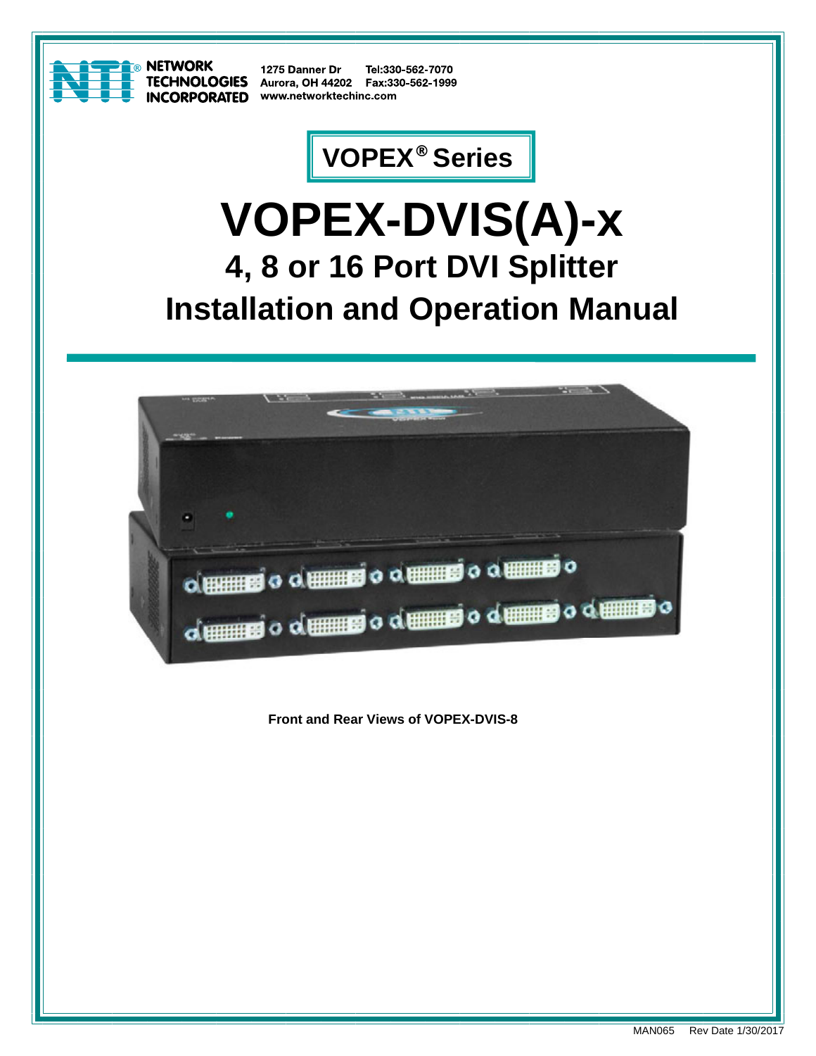NETWORK TECHNOLOGIES INCORPORATED

1275 Danner Dr
Aurora, OH 44202
www.networktechinc.com

Tel:330-562-7070
Fax:330-562-1999

**VOPEX® Series**

# VOPEX-DVIS(A)-x

## 4, 8 or 16 Port DVI Splitter

## Installation and Operation Manual

**Front and Rear Views of VOPEX-DVIS-8**

MAN065 Rev Date 1/30/2017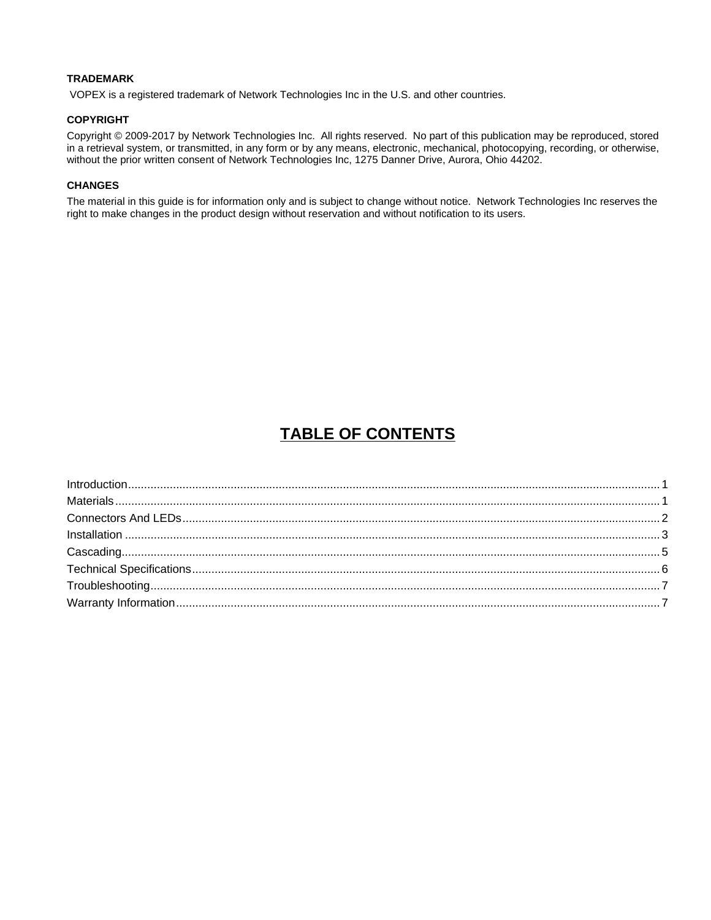**TRADEMARK**

VOPEX is a registered trademark of Network Technologies Inc in the U.S. and other countries.

**COPYRIGHT**

Copyright © 2009-2017 by Network Technologies Inc. All rights reserved. No part of this publication may be reproduced, stored in a retrieval system, or transmitted, in any form or by any means, electronic, mechanical, photocopying, recording, or otherwise, without the prior written consent of Network Technologies Inc, 1275 Danner Drive, Aurora, Ohio 44202.

**CHANGES**

The material in this guide is for information only and is subject to change without notice. Network Technologies Inc reserves the right to make changes in the product design without reservation and without notification to its users.

# TABLE OF CONTENTS

Introduction.......................................................... 1
Materials.............................................................. 1
Connectors And LEDs............................................ 2
Installation .......................................................... 3
Cascading............................................................ 5
Technical Specifications........................................ 6
Troubleshooting.................................................... 7
Warranty Information............................................. 7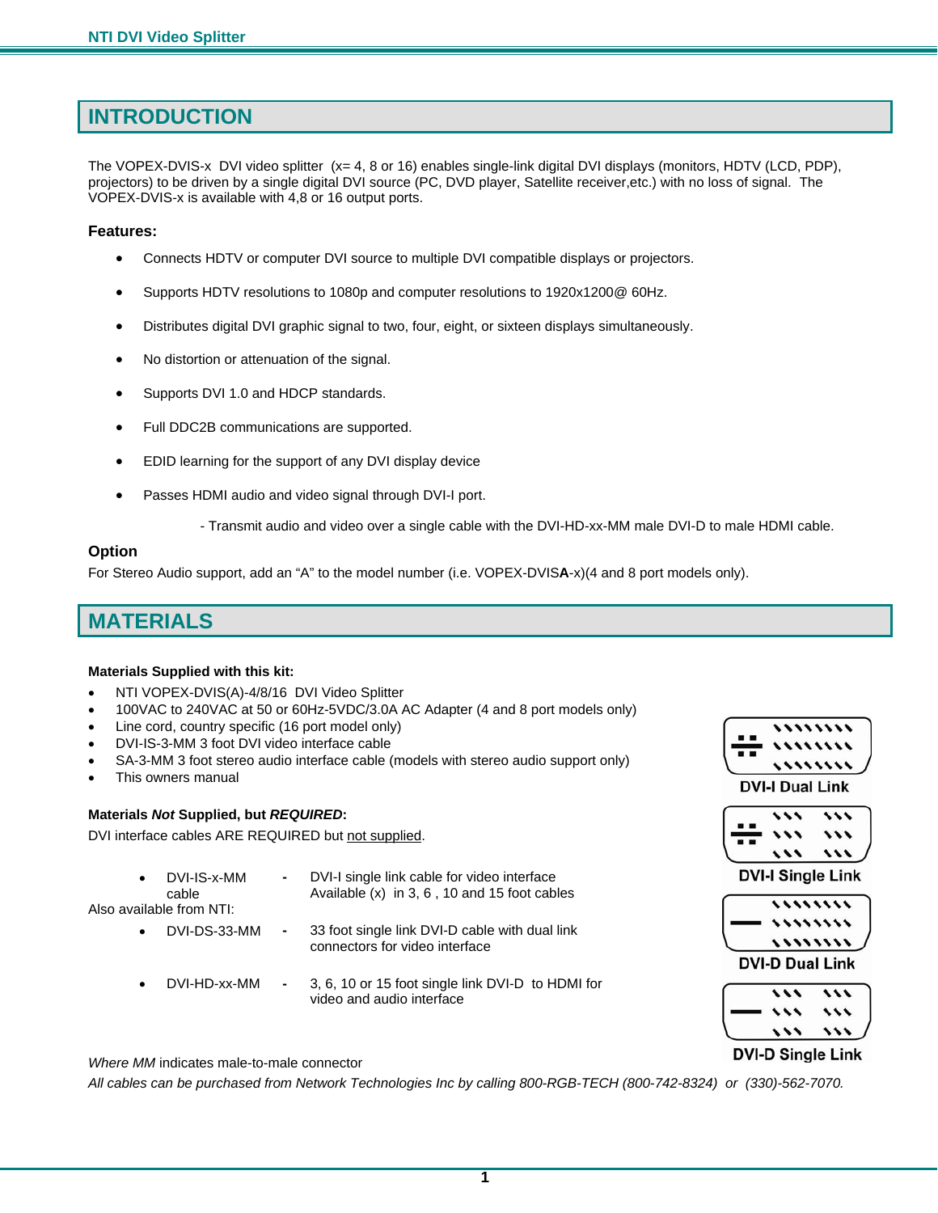# INTRODUCTION

The VOPEX-DVIS-x DVI video splitter (x= 4, 8 or 16) enables single-link digital DVI displays (monitors, HDTV (LCD, PDP), projectors) to be driven by a single digital DVI source (PC, DVD player, Satellite receiver,etc.) with no loss of signal. The VOPEX-DVIS-x is available with 4,8 or 16 output ports.

### Features:

- Connects HDTV or computer DVI source to multiple DVI compatible displays or projectors.
- Supports HDTV resolutions to 1080p and computer resolutions to 1920x1200@ 60Hz.
- Distributes digital DVI graphic signal to two, four, eight, or sixteen displays simultaneously.
- No distortion or attenuation of the signal.
- Supports DVI 1.0 and HDCP standards.
- Full DDC2B communications are supported.
- EDID learning for the support of any DVI display device
- Passes HDMI audio and video signal through DVI-I port.

  - Transmit audio and video over a single cable with the DVI-HD-xx-MM male DVI-D to male HDMI cable.

### Option

For Stereo Audio support, add an "A" to the model number (i.e. VOPEX-DVIS**A**-x)(4 and 8 port models only).

# MATERIALS

**Materials Supplied with this kit:**

- NTI VOPEX-DVIS(A)-4/8/16 DVI Video Splitter
- 100VAC to 240VAC at 50 or 60Hz-5VDC/3.0A AC Adapter (4 and 8 port models only)
- Line cord, country specific (16 port model only)
- DVI-IS-3-MM 3 foot DVI video interface cable
- SA-3-MM 3 foot stereo audio interface cable (models with stereo audio support only)
- This owners manual

**Materials *Not* Supplied, but *REQUIRED*:**

DVI interface cables ARE REQUIRED but <u>not supplied</u>.

- DVI-IS-x-MM cable - DVI-I single link cable for video interface Available (x) in 3, 6 , 10 and 15 foot cables

Also available from NTI:

- DVI-DS-33-MM - 33 foot single link DVI-D cable with dual link connectors for video interface
- DVI-HD-xx-MM - 3, 6, 10 or 15 foot single link DVI-D to HDMI for video and audio interface

DVI-I Dual Link

DVI-I Single Link

DVI-D Dual Link

DVI-D Single Link

*Where MM* indicates male-to-male connector

*All cables can be purchased from Network Technologies Inc by calling 800-RGB-TECH (800-742-8324) or (330)-562-7070.*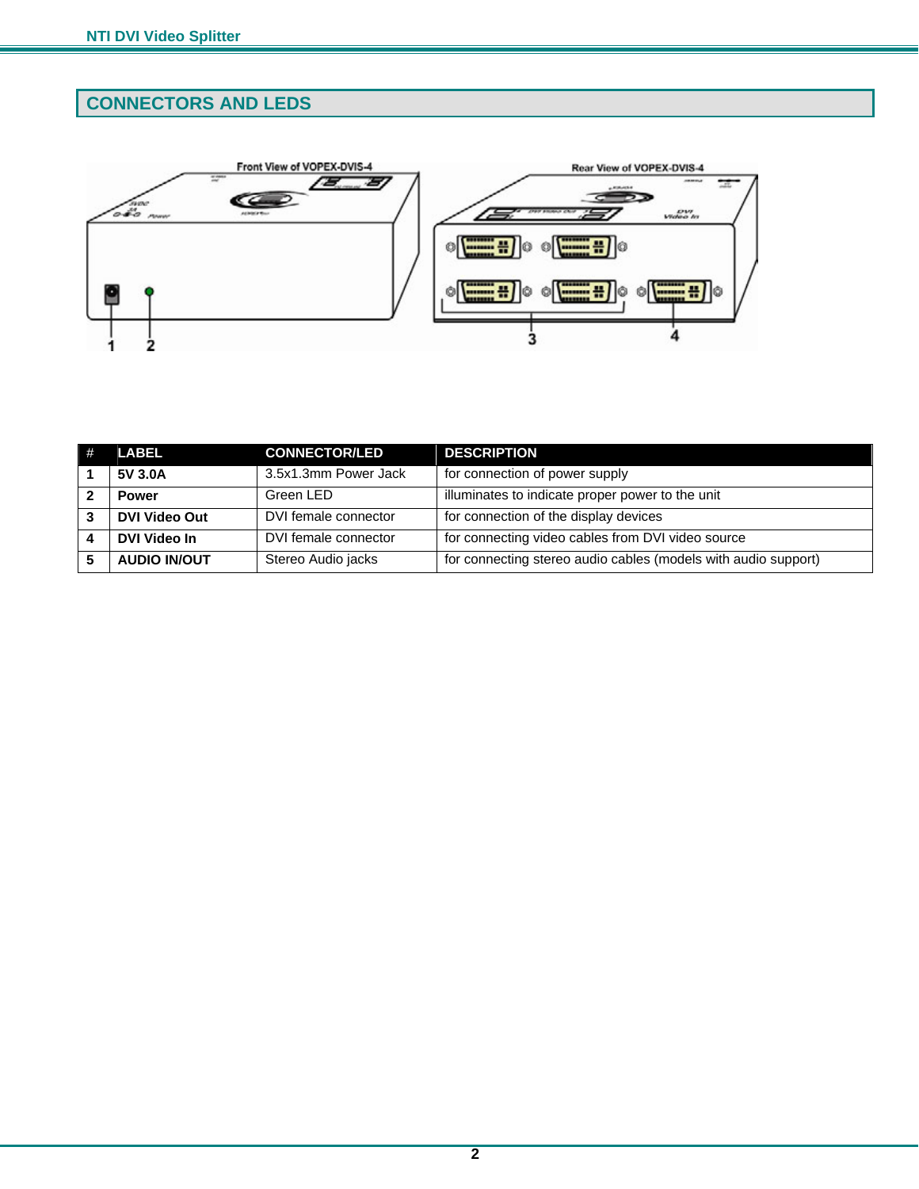## CONNECTORS AND LEDS

| # | LABEL | CONNECTOR/LED | DESCRIPTION |
|---|---|---|---|
| 1 | **5V 3.0A** | 3.5x1.3mm Power Jack | for connection of power supply |
| 2 | **Power** | Green LED | illuminates to indicate proper power to the unit |
| 3 | **DVI Video Out** | DVI female connector | for connection of the display devices |
| 4 | **DVI Video In** | DVI female connector | for connecting video cables from DVI video source |
| 5 | **AUDIO IN/OUT** | Stereo Audio jacks | for connecting stereo audio cables (models with audio support) |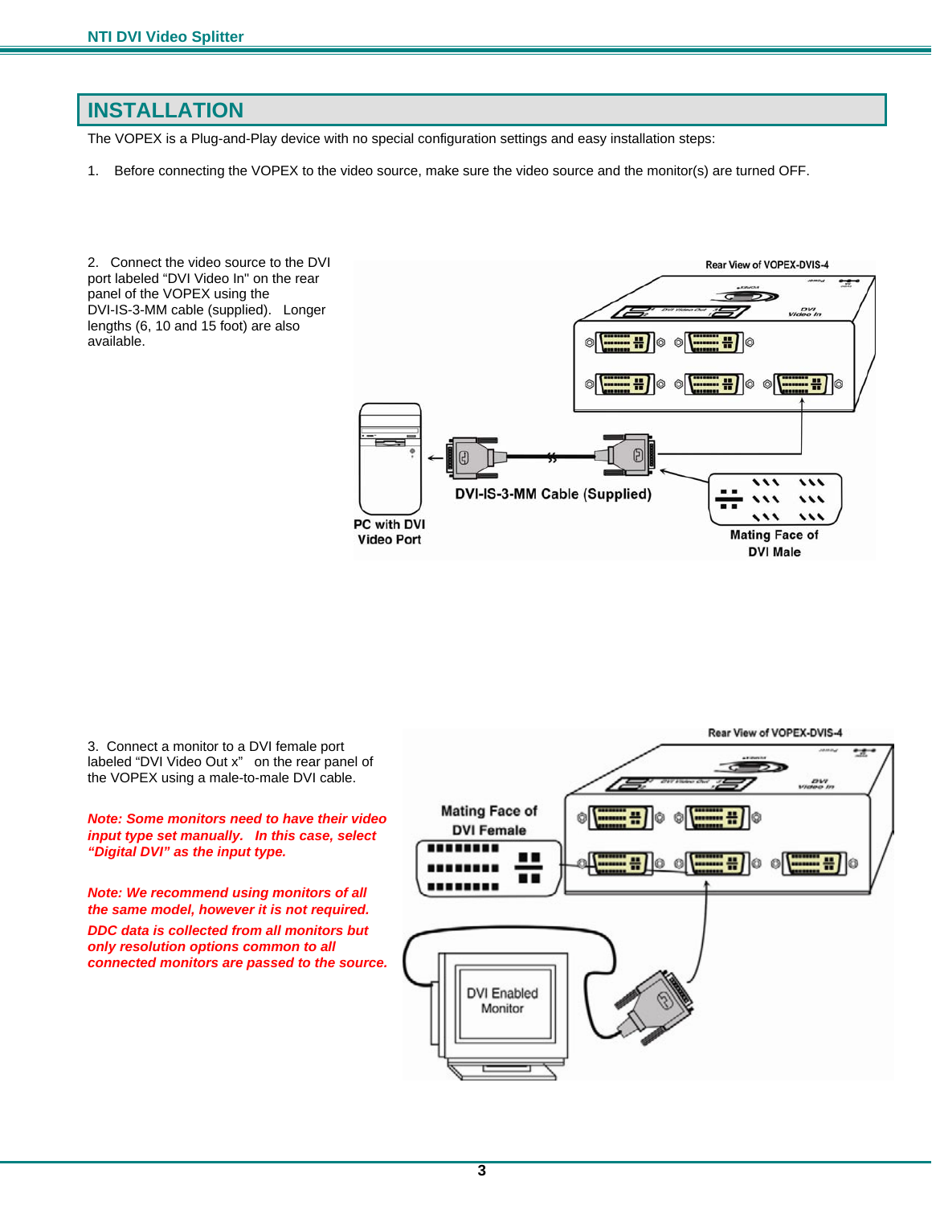# INSTALLATION

The VOPEX is a Plug-and-Play device with no special configuration settings and easy installation steps:

1. Before connecting the VOPEX to the video source, make sure the video source and the monitor(s) are turned OFF.

2. Connect the video source to the DVI port labeled "DVI Video In" on the rear panel of the VOPEX using the DVI-IS-3-MM cable (supplied). Longer lengths (6, 10 and 15 foot) are also available.

3. Connect a monitor to a DVI female port labeled "DVI Video Out x" on the rear panel of the VOPEX using a male-to-male DVI cable.

***Note: Some monitors need to have their video input type set manually. In this case, select "Digital DVI" as the input type.***

***Note: We recommend using monitors of all the same model, however it is not required. DDC data is collected from all monitors but only resolution options common to all connected monitors are passed to the source.***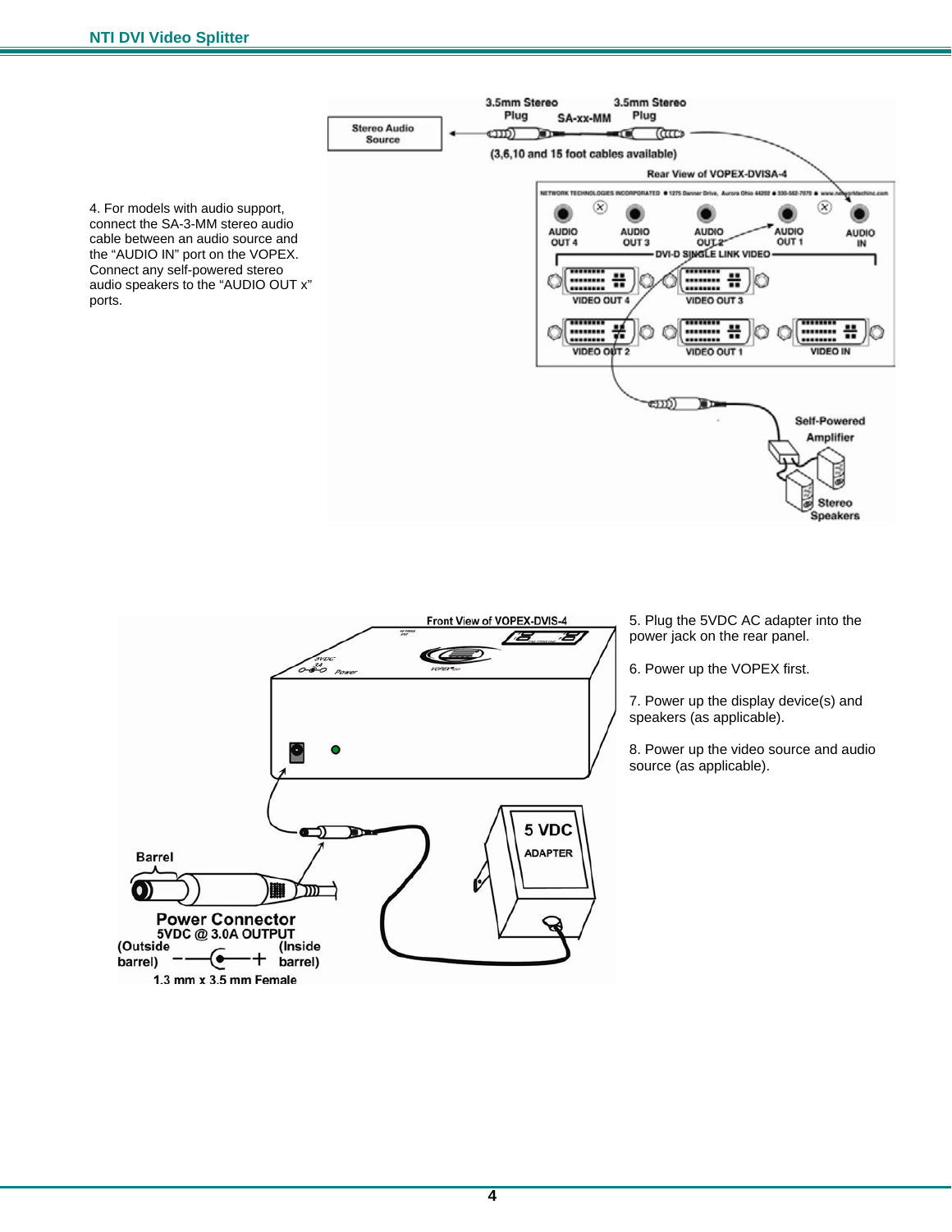4. For models with audio support, connect the SA-3-MM stereo audio cable between an audio source and the “AUDIO IN” port on the VOPEX. Connect any self-powered stereo audio speakers to the “AUDIO OUT x” ports.

5. Plug the 5VDC AC adapter into the power jack on the rear panel.

6. Power up the VOPEX first.

7. Power up the display device(s) and speakers (as applicable).

8. Power up the video source and audio source (as applicable).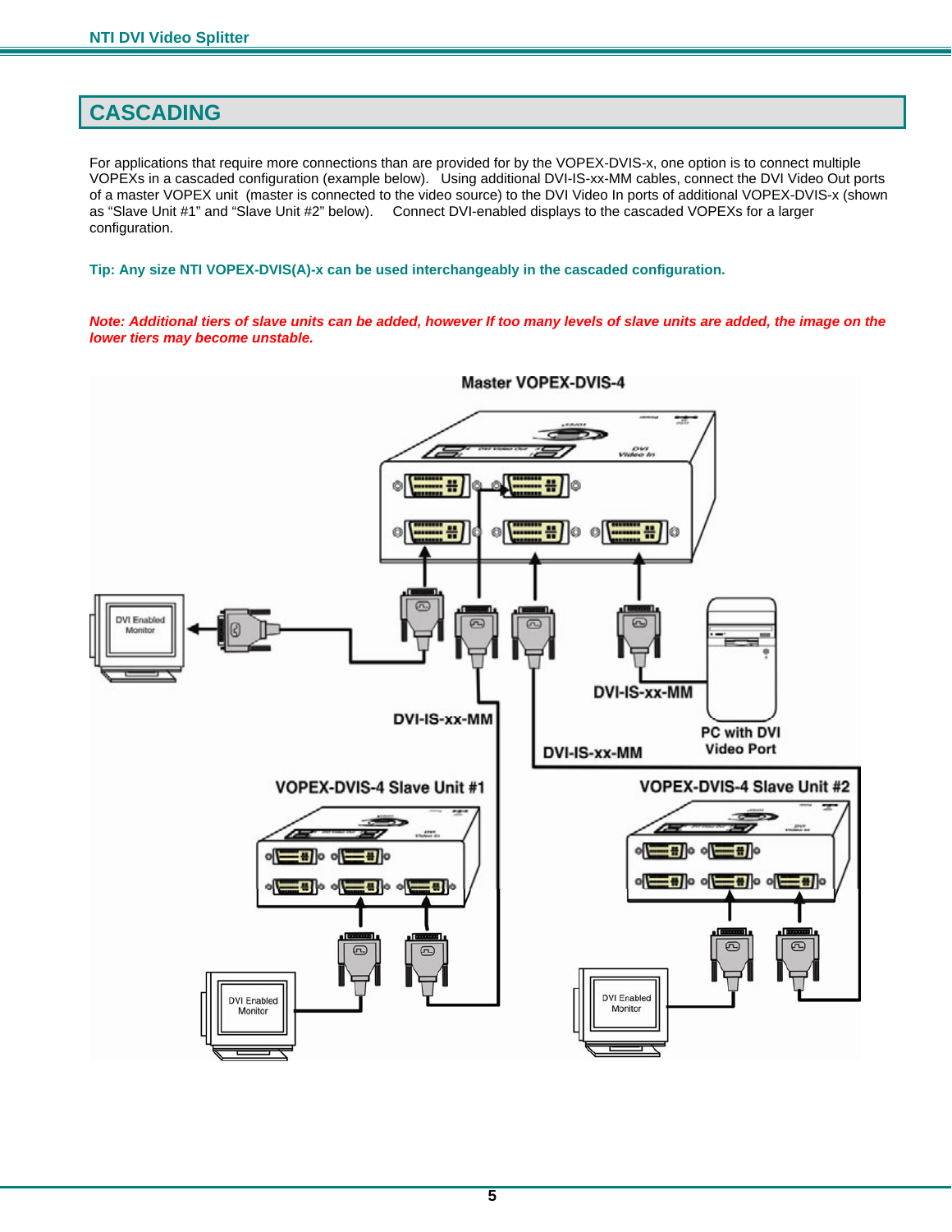# CASCADING

For applications that require more connections than are provided for by the VOPEX-DVIS-x, one option is to connect multiple VOPEXs in a cascaded configuration (example below). Using additional DVI-IS-xx-MM cables, connect the DVI Video Out ports of a master VOPEX unit (master is connected to the video source) to the DVI Video In ports of additional VOPEX-DVIS-x (shown as "Slave Unit #1" and "Slave Unit #2" below). Connect DVI-enabled displays to the cascaded VOPEXs for a larger configuration.

**Tip: Any size NTI VOPEX-DVIS(A)-x can be used interchangeably in the cascaded configuration.**

***Note: Additional tiers of slave units can be added, however If too many levels of slave units are added, the image on the lower tiers may become unstable.***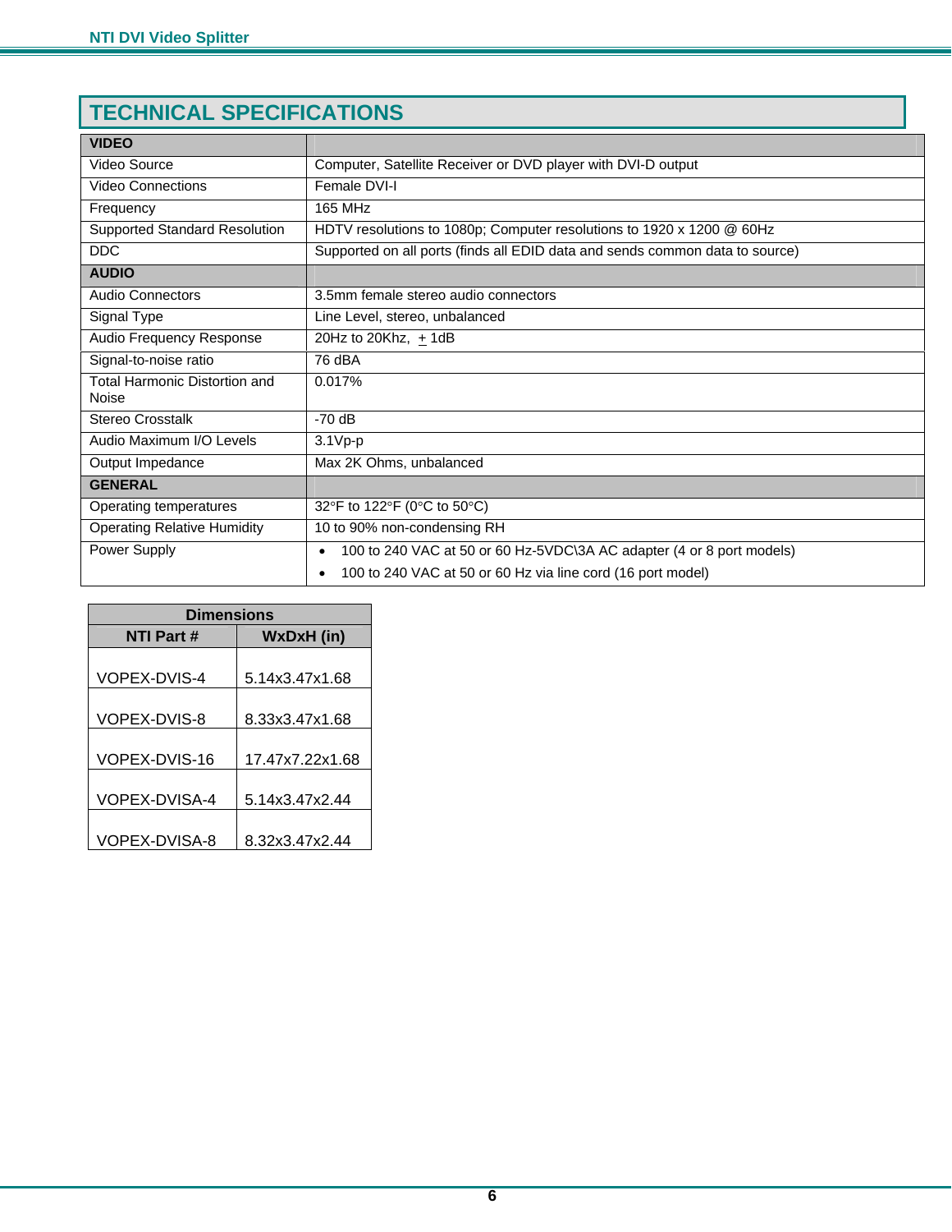## TECHNICAL SPECIFICATIONS

| VIDEO | |
|---|---|
| Video Source | Computer, Satellite Receiver or DVD player with DVI-D output |
| Video Connections | Female DVI-I |
| Frequency | 165 MHz |
| Supported Standard Resolution | HDTV resolutions to 1080p; Computer resolutions to 1920 x 1200 @ 60Hz |
| DDC | Supported on all ports (finds all EDID data and sends common data to source) |
| **AUDIO** | |
| Audio Connectors | 3.5mm female stereo audio connectors |
| Signal Type | Line Level, stereo, unbalanced |
| Audio Frequency Response | 20Hz to 20Khz, ± 1dB |
| Signal-to-noise ratio | 76 dBA |
| Total Harmonic Distortion and Noise | 0.017% |
| Stereo Crosstalk | -70 dB |
| Audio Maximum I/O Levels | 3.1Vp-p |
| Output Impedance | Max 2K Ohms, unbalanced |
| **GENERAL** | |
| Operating temperatures | 32°F to 122°F (0°C to 50°C) |
| Operating Relative Humidity | 10 to 90% non-condensing RH |
| Power Supply | • 100 to 240 VAC at 50 or 60 Hz-5VDC\3A AC adapter (4 or 8 port models)<br>• 100 to 240 VAC at 50 or 60 Hz via line cord (16 port model) |

| Dimensions | |
|---|---|
| **NTI Part #** | **WxDxH (in)** |
| VOPEX-DVIS-4 | 5.14x3.47x1.68 |
| VOPEX-DVIS-8 | 8.33x3.47x1.68 |
| VOPEX-DVIS-16 | 17.47x7.22x1.68 |
| VOPEX-DVISA-4 | 5.14x3.47x2.44 |
| VOPEX-DVISA-8 | 8.32x3.47x2.44 |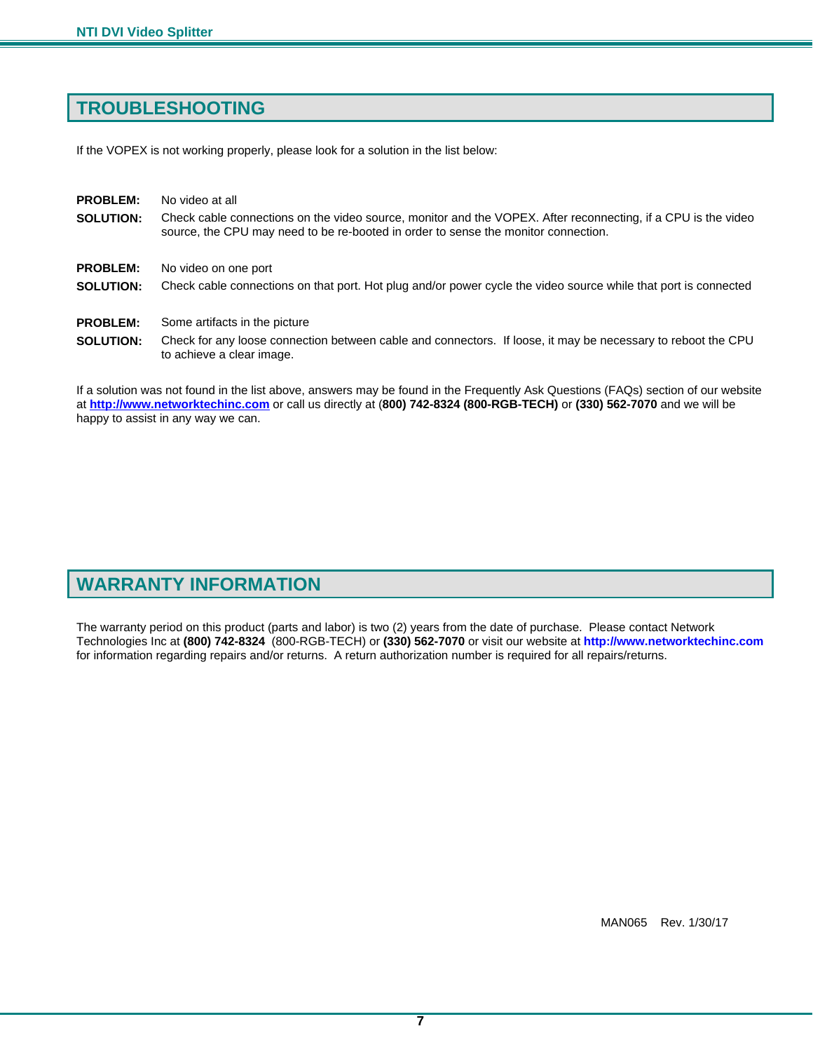## TROUBLESHOOTING

If the VOPEX is not working properly, please look for a solution in the list below:

**PROBLEM:** No video at all

**SOLUTION:** Check cable connections on the video source, monitor and the VOPEX. After reconnecting, if a CPU is the video source, the CPU may need to be re-booted in order to sense the monitor connection.

**PROBLEM:** No video on one port

**SOLUTION:** Check cable connections on that port. Hot plug and/or power cycle the video source while that port is connected

**PROBLEM:** Some artifacts in the picture

**SOLUTION:** Check for any loose connection between cable and connectors. If loose, it may be necessary to reboot the CPU to achieve a clear image.

If a solution was not found in the list above, answers may be found in the Frequently Ask Questions (FAQs) section of our website at **http://www.networktechinc.com** or call us directly at (**800) 742-8324 (800-RGB-TECH)** or **(330) 562-7070** and we will be happy to assist in any way we can.

## WARRANTY INFORMATION

The warranty period on this product (parts and labor) is two (2) years from the date of purchase. Please contact Network Technologies Inc at **(800) 742-8324** (800-RGB-TECH) or **(330) 562-7070** or visit our website at **http://www.networktechinc.com** for information regarding repairs and/or returns. A return authorization number is required for all repairs/returns.

MAN065 Rev. 1/30/17